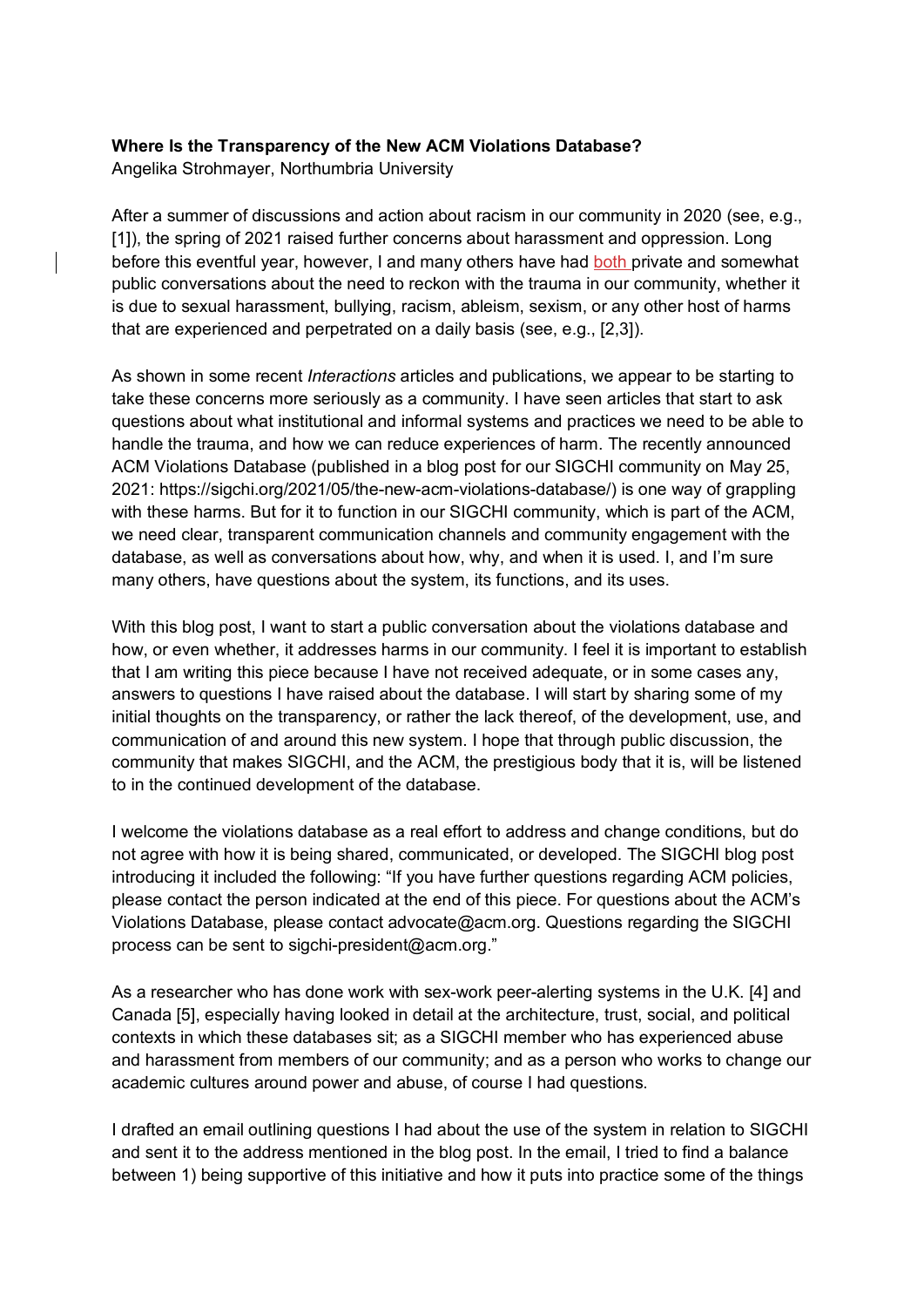**Where Is the Transparency of the New ACM Violations Database?**
Angelika Strohmayer, Northumbria University

After a summer of discussions and action about racism in our community in 2020 (see, e.g., [1]), the spring of 2021 raised further concerns about harassment and oppression. Long before this eventful year, however, I and many others have had both private and somewhat public conversations about the need to reckon with the trauma in our community, whether it is due to sexual harassment, bullying, racism, ableism, sexism, or any other host of harms that are experienced and perpetrated on a daily basis (see, e.g., [2,3]).

As shown in some recent *Interactions* articles and publications, we appear to be starting to take these concerns more seriously as a community. I have seen articles that start to ask questions about what institutional and informal systems and practices we need to be able to handle the trauma, and how we can reduce experiences of harm. The recently announced ACM Violations Database (published in a blog post for our SIGCHI community on May 25, 2021: https://sigchi.org/2021/05/the-new-acm-violations-database/) is one way of grappling with these harms. But for it to function in our SIGCHI community, which is part of the ACM, we need clear, transparent communication channels and community engagement with the database, as well as conversations about how, why, and when it is used. I, and I'm sure many others, have questions about the system, its functions, and its uses.

With this blog post, I want to start a public conversation about the violations database and how, or even whether, it addresses harms in our community. I feel it is important to establish that I am writing this piece because I have not received adequate, or in some cases any, answers to questions I have raised about the database. I will start by sharing some of my initial thoughts on the transparency, or rather the lack thereof, of the development, use, and communication of and around this new system. I hope that through public discussion, the community that makes SIGCHI, and the ACM, the prestigious body that it is, will be listened to in the continued development of the database.

I welcome the violations database as a real effort to address and change conditions, but do not agree with how it is being shared, communicated, or developed. The SIGCHI blog post introducing it included the following: "If you have further questions regarding ACM policies, please contact the person indicated at the end of this piece. For questions about the ACM's Violations Database, please contact advocate@acm.org. Questions regarding the SIGCHI process can be sent to sigchi-president@acm.org."

As a researcher who has done work with sex-work peer-alerting systems in the U.K. [4] and Canada [5], especially having looked in detail at the architecture, trust, social, and political contexts in which these databases sit; as a SIGCHI member who has experienced abuse and harassment from members of our community; and as a person who works to change our academic cultures around power and abuse, of course I had questions.

I drafted an email outlining questions I had about the use of the system in relation to SIGCHI and sent it to the address mentioned in the blog post. In the email, I tried to find a balance between 1) being supportive of this initiative and how it puts into practice some of the things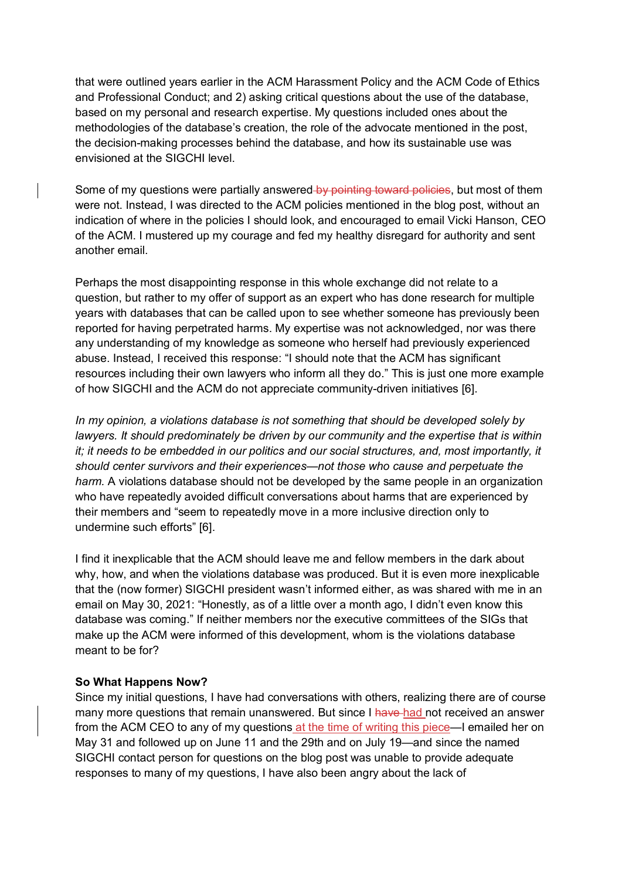that were outlined years earlier in the ACM Harassment Policy and the ACM Code of Ethics and Professional Conduct; and 2) asking critical questions about the use of the database, based on my personal and research expertise. My questions included ones about the methodologies of the database's creation, the role of the advocate mentioned in the post, the decision-making processes behind the database, and how its sustainable use was envisioned at the SIGCHI level.

Some of my questions were partially answered ~~by pointing toward policies~~, but most of them were not. Instead, I was directed to the ACM policies mentioned in the blog post, without an indication of where in the policies I should look, and encouraged to email Vicki Hanson, CEO of the ACM. I mustered up my courage and fed my healthy disregard for authority and sent another email.

Perhaps the most disappointing response in this whole exchange did not relate to a question, but rather to my offer of support as an expert who has done research for multiple years with databases that can be called upon to see whether someone has previously been reported for having perpetrated harms. My expertise was not acknowledged, nor was there any understanding of my knowledge as someone who herself had previously experienced abuse. Instead, I received this response: "I should note that the ACM has significant resources including their own lawyers who inform all they do." This is just one more example of how SIGCHI and the ACM do not appreciate community-driven initiatives [6].

*In my opinion, a violations database is not something that should be developed solely by lawyers. It should predominately be driven by our community and the expertise that is within it; it needs to be embedded in our politics and our social structures, and, most importantly, it should center survivors and their experiences—not those who cause and perpetuate the harm.* A violations database should not be developed by the same people in an organization who have repeatedly avoided difficult conversations about harms that are experienced by their members and "seem to repeatedly move in a more inclusive direction only to undermine such efforts" [6].

I find it inexplicable that the ACM should leave me and fellow members in the dark about why, how, and when the violations database was produced. But it is even more inexplicable that the (now former) SIGCHI president wasn't informed either, as was shared with me in an email on May 30, 2021: "Honestly, as of a little over a month ago, I didn't even know this database was coming." If neither members nor the executive committees of the SIGs that make up the ACM were informed of this development, whom is the violations database meant to be for?

**So What Happens Now?**

Since my initial questions, I have had conversations with others, realizing there are of course many more questions that remain unanswered. But since I ~~have~~ had not received an answer from the ACM CEO to any of my questions at the time of writing this piece—I emailed her on May 31 and followed up on June 11 and the 29th and on July 19—and since the named SIGCHI contact person for questions on the blog post was unable to provide adequate responses to many of my questions, I have also been angry about the lack of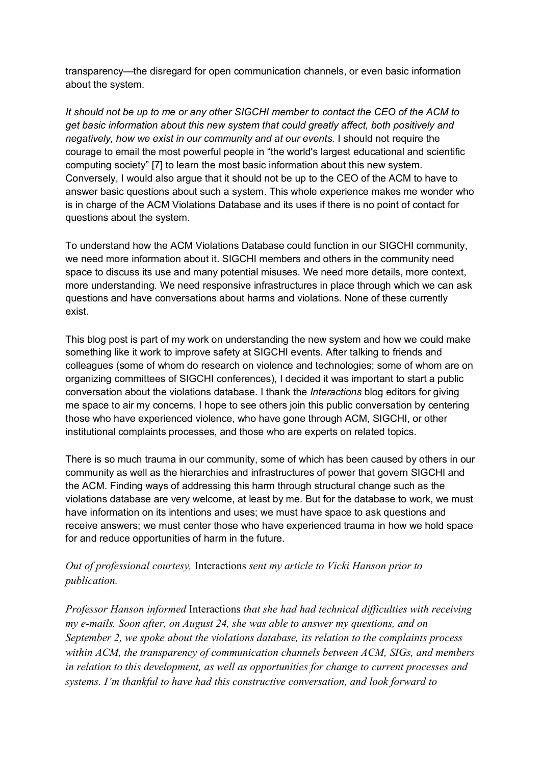transparency—the disregard for open communication channels, or even basic information about the system.

*It should not be up to me or any other SIGCHI member to contact the CEO of the ACM to get basic information about this new system that could greatly affect, both positively and negatively, how we exist in our community and at our events.* I should not require the courage to email the most powerful people in "the world's largest educational and scientific computing society" [7] to learn the most basic information about this new system. Conversely, I would also argue that it should not be up to the CEO of the ACM to have to answer basic questions about such a system. This whole experience makes me wonder who is in charge of the ACM Violations Database and its uses if there is no point of contact for questions about the system.

To understand how the ACM Violations Database could function in our SIGCHI community, we need more information about it. SIGCHI members and others in the community need space to discuss its use and many potential misuses. We need more details, more context, more understanding. We need responsive infrastructures in place through which we can ask questions and have conversations about harms and violations. None of these currently exist.

This blog post is part of my work on understanding the new system and how we could make something like it work to improve safety at SIGCHI events. After talking to friends and colleagues (some of whom do research on violence and technologies; some of whom are on organizing committees of SIGCHI conferences), I decided it was important to start a public conversation about the violations database. I thank the *Interactions* blog editors for giving me space to air my concerns. I hope to see others join this public conversation by centering those who have experienced violence, who have gone through ACM, SIGCHI, or other institutional complaints processes, and those who are experts on related topics.

There is so much trauma in our community, some of which has been caused by others in our community as well as the hierarchies and infrastructures of power that govern SIGCHI and the ACM. Finding ways of addressing this harm through structural change such as the violations database are very welcome, at least by me. But for the database to work, we must have information on its intentions and uses; we must have space to ask questions and receive answers; we must center those who have experienced trauma in how we hold space for and reduce opportunities of harm in the future.

*Out of professional courtesy,* Interactions *sent my article to Vicki Hanson prior to publication.*

*Professor Hanson informed* Interactions *that she had had technical difficulties with receiving my e-mails. Soon after, on August 24, she was able to answer my questions, and on September 2, we spoke about the violations database, its relation to the complaints process within ACM, the transparency of communication channels between ACM, SIGs, and members in relation to this development, as well as opportunities for change to current processes and systems. I'm thankful to have had this constructive conversation, and look forward to*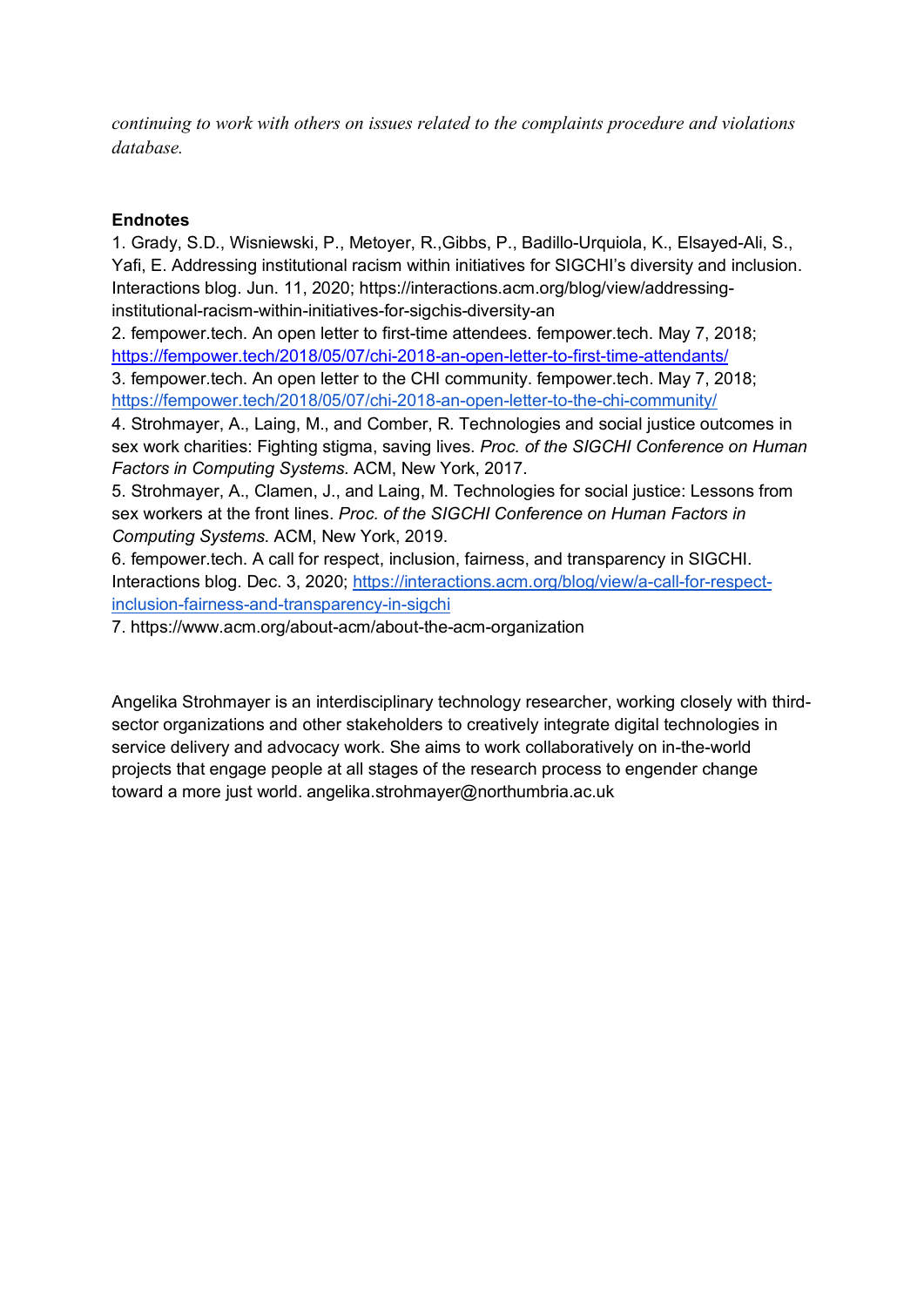*continuing to work with others on issues related to the complaints procedure and violations database.*

**Endnotes**

1. Grady, S.D., Wisniewski, P., Metoyer, R.,Gibbs, P., Badillo-Urquiola, K., Elsayed-Ali, S., Yafi, E. Addressing institutional racism within initiatives for SIGCHI's diversity and inclusion. Interactions blog. Jun. 11, 2020; https://interactions.acm.org/blog/view/addressing-institutional-racism-within-initiatives-for-sigchis-diversity-an
2. fempower.tech. An open letter to first-time attendees. fempower.tech. May 7, 2018; https://fempower.tech/2018/05/07/chi-2018-an-open-letter-to-first-time-attendants/
3. fempower.tech. An open letter to the CHI community. fempower.tech. May 7, 2018; https://fempower.tech/2018/05/07/chi-2018-an-open-letter-to-the-chi-community/
4. Strohmayer, A., Laing, M., and Comber, R. Technologies and social justice outcomes in sex work charities: Fighting stigma, saving lives. *Proc. of the SIGCHI Conference on Human Factors in Computing Systems.* ACM, New York, 2017.
5. Strohmayer, A., Clamen, J., and Laing, M. Technologies for social justice: Lessons from sex workers at the front lines. *Proc. of the SIGCHI Conference on Human Factors in Computing Systems.* ACM, New York, 2019.
6. fempower.tech. A call for respect, inclusion, fairness, and transparency in SIGCHI. Interactions blog. Dec. 3, 2020; https://interactions.acm.org/blog/view/a-call-for-respect-inclusion-fairness-and-transparency-in-sigchi
7. https://www.acm.org/about-acm/about-the-acm-organization

Angelika Strohmayer is an interdisciplinary technology researcher, working closely with third-sector organizations and other stakeholders to creatively integrate digital technologies in service delivery and advocacy work. She aims to work collaboratively on in-the-world projects that engage people at all stages of the research process to engender change toward a more just world. angelika.strohmayer@northumbria.ac.uk